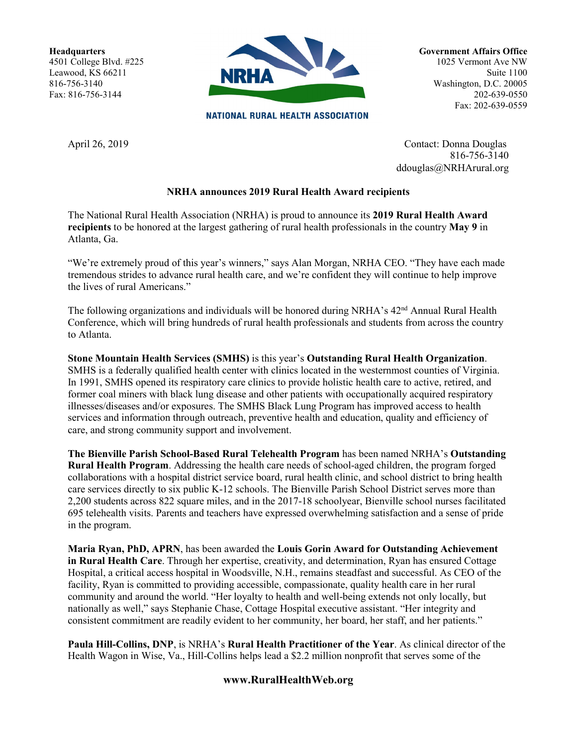**Headquarters**
4501 College Blvd. #225
Leawood, KS 66211
816-756-3140
Fax: 816-756-3144

NRHA
NATIONAL RURAL HEALTH ASSOCIATION

**Government Affairs Office**
1025 Vermont Ave NW
Suite 1100
Washington, D.C. 20005
202-639-0550
Fax: 202-639-0559

April 26, 2019

Contact: Donna Douglas
816-756-3140
ddouglas@NRHArural.org

**NRHA announces 2019 Rural Health Award recipients**

The National Rural Health Association (NRHA) is proud to announce its **2019 Rural Health Award recipients** to be honored at the largest gathering of rural health professionals in the country **May 9** in Atlanta, Ga.

"We're extremely proud of this year's winners," says Alan Morgan, NRHA CEO. "They have each made tremendous strides to advance rural health care, and we're confident they will continue to help improve the lives of rural Americans."

The following organizations and individuals will be honored during NRHA's 42nd Annual Rural Health Conference, which will bring hundreds of rural health professionals and students from across the country to Atlanta.

**Stone Mountain Health Services (SMHS)** is this year's **Outstanding Rural Health Organization**. SMHS is a federally qualified health center with clinics located in the westernmost counties of Virginia. In 1991, SMHS opened its respiratory care clinics to provide holistic health care to active, retired, and former coal miners with black lung disease and other patients with occupationally acquired respiratory illnesses/diseases and/or exposures. The SMHS Black Lung Program has improved access to health services and information through outreach, preventive health and education, quality and efficiency of care, and strong community support and involvement.

**The Bienville Parish School-Based Rural Telehealth Program** has been named NRHA's **Outstanding Rural Health Program**. Addressing the health care needs of school-aged children, the program forged collaborations with a hospital district service board, rural health clinic, and school district to bring health care services directly to six public K-12 schools. The Bienville Parish School District serves more than 2,200 students across 822 square miles, and in the 2017-18 schoolyear, Bienville school nurses facilitated 695 telehealth visits. Parents and teachers have expressed overwhelming satisfaction and a sense of pride in the program.

**Maria Ryan, PhD, APRN**, has been awarded the **Louis Gorin Award for Outstanding Achievement in Rural Health Care**. Through her expertise, creativity, and determination, Ryan has ensured Cottage Hospital, a critical access hospital in Woodsville, N.H., remains steadfast and successful. As CEO of the facility, Ryan is committed to providing accessible, compassionate, quality health care in her rural community and around the world. "Her loyalty to health and well-being extends not only locally, but nationally as well," says Stephanie Chase, Cottage Hospital executive assistant. "Her integrity and consistent commitment are readily evident to her community, her board, her staff, and her patients."

**Paula Hill-Collins, DNP**, is NRHA's **Rural Health Practitioner of the Year**. As clinical director of the Health Wagon in Wise, Va., Hill-Collins helps lead a $2.2 million nonprofit that serves some of the

**www.RuralHealthWeb.org**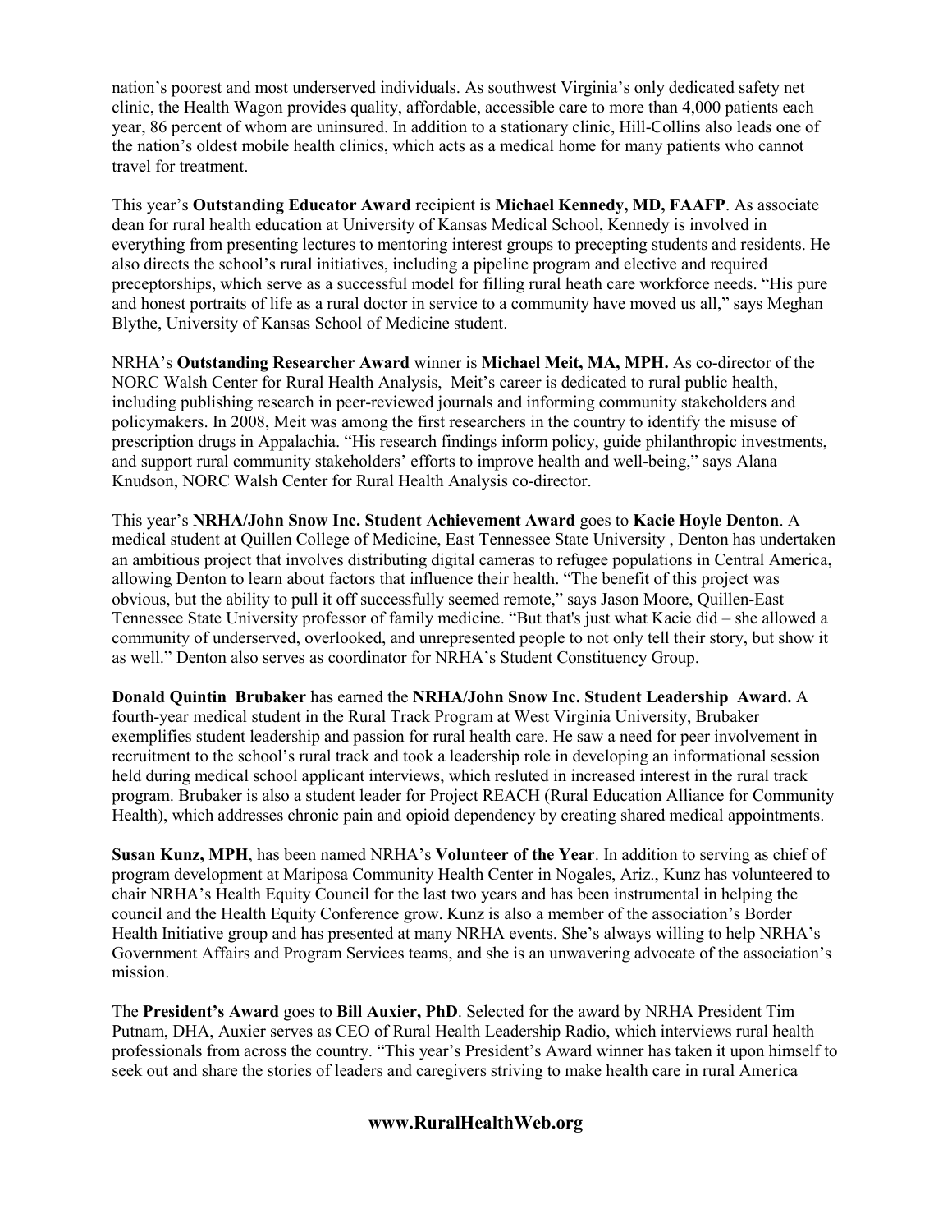nation's poorest and most underserved individuals. As southwest Virginia's only dedicated safety net clinic, the Health Wagon provides quality, affordable, accessible care to more than 4,000 patients each year, 86 percent of whom are uninsured. In addition to a stationary clinic, Hill-Collins also leads one of the nation's oldest mobile health clinics, which acts as a medical home for many patients who cannot travel for treatment.

This year's **Outstanding Educator Award** recipient is **Michael Kennedy, MD, FAAFP**. As associate dean for rural health education at University of Kansas Medical School, Kennedy is involved in everything from presenting lectures to mentoring interest groups to precepting students and residents. He also directs the school's rural initiatives, including a pipeline program and elective and required preceptorships, which serve as a successful model for filling rural heath care workforce needs. "His pure and honest portraits of life as a rural doctor in service to a community have moved us all," says Meghan Blythe, University of Kansas School of Medicine student.

NRHA's **Outstanding Researcher Award** winner is **Michael Meit, MA, MPH.** As co-director of the NORC Walsh Center for Rural Health Analysis, Meit's career is dedicated to rural public health, including publishing research in peer-reviewed journals and informing community stakeholders and policymakers. In 2008, Meit was among the first researchers in the country to identify the misuse of prescription drugs in Appalachia. "His research findings inform policy, guide philanthropic investments, and support rural community stakeholders' efforts to improve health and well-being," says Alana Knudson, NORC Walsh Center for Rural Health Analysis co-director.

This year's **NRHA/John Snow Inc. Student Achievement Award** goes to **Kacie Hoyle Denton**. A medical student at Quillen College of Medicine, East Tennessee State University , Denton has undertaken an ambitious project that involves distributing digital cameras to refugee populations in Central America, allowing Denton to learn about factors that influence their health. "The benefit of this project was obvious, but the ability to pull it off successfully seemed remote," says Jason Moore, Quillen-East Tennessee State University professor of family medicine. "But that's just what Kacie did – she allowed a community of underserved, overlooked, and unrepresented people to not only tell their story, but show it as well." Denton also serves as coordinator for NRHA's Student Constituency Group.

**Donald Quintin Brubaker** has earned the **NRHA/John Snow Inc. Student Leadership Award.** A fourth-year medical student in the Rural Track Program at West Virginia University, Brubaker exemplifies student leadership and passion for rural health care. He saw a need for peer involvement in recruitment to the school's rural track and took a leadership role in developing an informational session held during medical school applicant interviews, which resluted in increased interest in the rural track program. Brubaker is also a student leader for Project REACH (Rural Education Alliance for Community Health), which addresses chronic pain and opioid dependency by creating shared medical appointments.

**Susan Kunz, MPH**, has been named NRHA's **Volunteer of the Year**. In addition to serving as chief of program development at Mariposa Community Health Center in Nogales, Ariz., Kunz has volunteered to chair NRHA's Health Equity Council for the last two years and has been instrumental in helping the council and the Health Equity Conference grow. Kunz is also a member of the association's Border Health Initiative group and has presented at many NRHA events. She's always willing to help NRHA's Government Affairs and Program Services teams, and she is an unwavering advocate of the association's mission.

The **President's Award** goes to **Bill Auxier, PhD**. Selected for the award by NRHA President Tim Putnam, DHA, Auxier serves as CEO of Rural Health Leadership Radio, which interviews rural health professionals from across the country. "This year's President's Award winner has taken it upon himself to seek out and share the stories of leaders and caregivers striving to make health care in rural America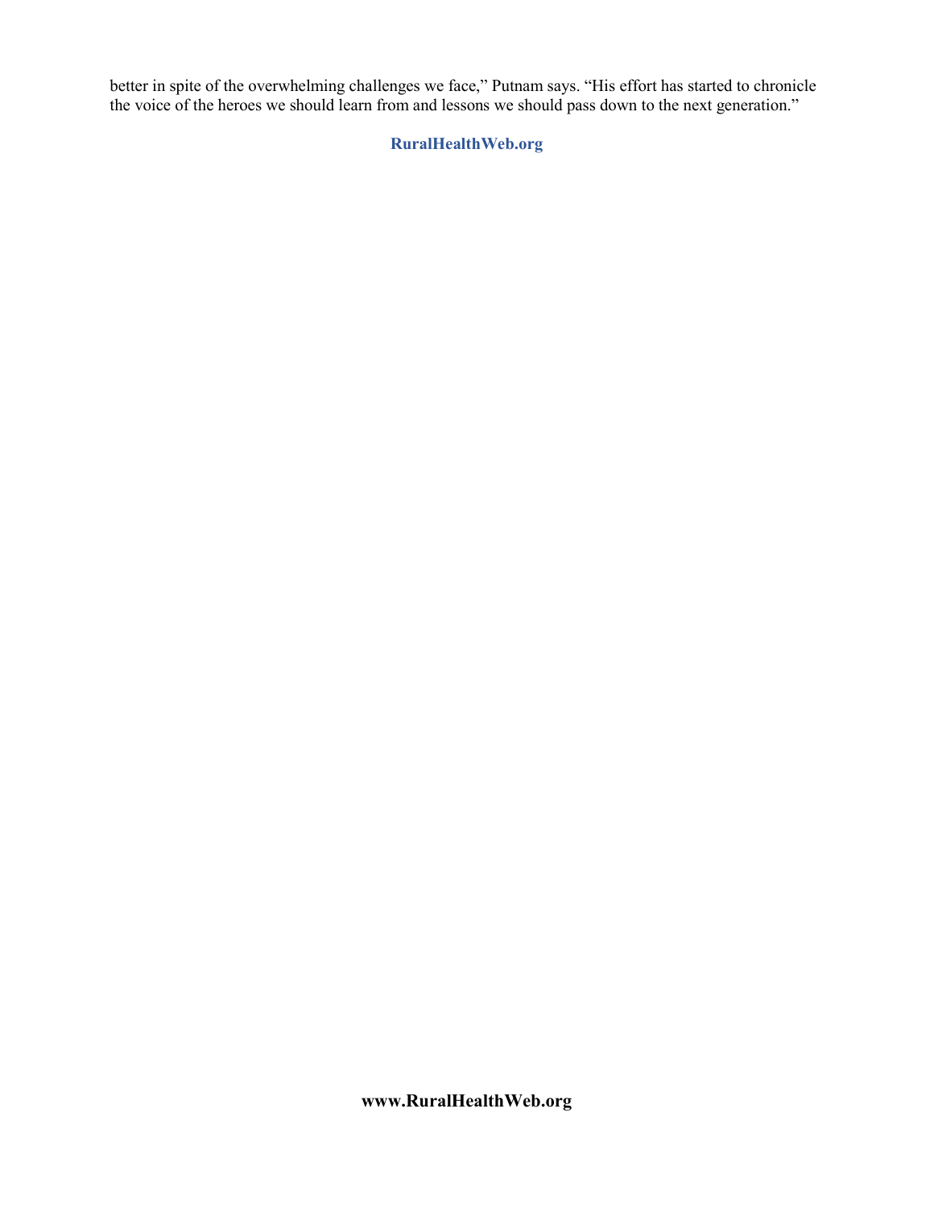better in spite of the overwhelming challenges we face," Putnam says. "His effort has started to chronicle the voice of the heroes we should learn from and lessons we should pass down to the next generation."

**RuralHealthWeb.org**